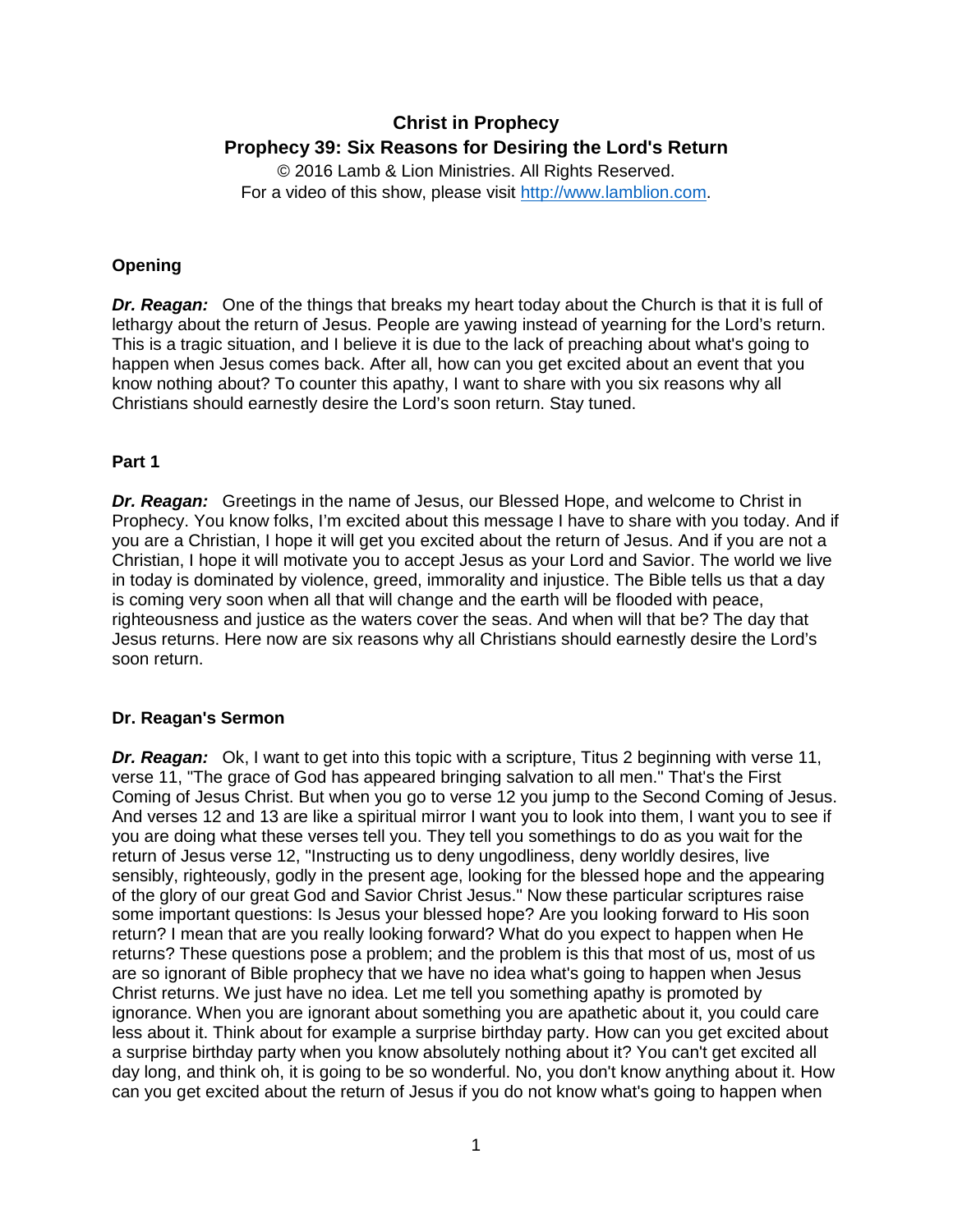# Christ in Prophecy

## Prophecy 39: Six Reasons for Desiring the Lord's Return

© 2016 Lamb & Lion Ministries. All Rights Reserved.
For a video of this show, please visit http://www.lamblion.com.

### Opening

***Dr. Reagan:*** One of the things that breaks my heart today about the Church is that it is full of lethargy about the return of Jesus. People are yawing instead of yearning for the Lord's return. This is a tragic situation, and I believe it is due to the lack of preaching about what's going to happen when Jesus comes back. After all, how can you get excited about an event that you know nothing about? To counter this apathy, I want to share with you six reasons why all Christians should earnestly desire the Lord's soon return. Stay tuned.

### Part 1

***Dr. Reagan:*** Greetings in the name of Jesus, our Blessed Hope, and welcome to Christ in Prophecy. You know folks, I'm excited about this message I have to share with you today. And if you are a Christian, I hope it will get you excited about the return of Jesus. And if you are not a Christian, I hope it will motivate you to accept Jesus as your Lord and Savior. The world we live in today is dominated by violence, greed, immorality and injustice. The Bible tells us that a day is coming very soon when all that will change and the earth will be flooded with peace, righteousness and justice as the waters cover the seas. And when will that be? The day that Jesus returns. Here now are six reasons why all Christians should earnestly desire the Lord's soon return.

### Dr. Reagan's Sermon

***Dr. Reagan:*** Ok, I want to get into this topic with a scripture, Titus 2 beginning with verse 11, verse 11, "The grace of God has appeared bringing salvation to all men." That's the First Coming of Jesus Christ. But when you go to verse 12 you jump to the Second Coming of Jesus. And verses 12 and 13 are like a spiritual mirror I want you to look into them, I want you to see if you are doing what these verses tell you. They tell you somethings to do as you wait for the return of Jesus verse 12, "Instructing us to deny ungodliness, deny worldly desires, live sensibly, righteously, godly in the present age, looking for the blessed hope and the appearing of the glory of our great God and Savior Christ Jesus." Now these particular scriptures raise some important questions: Is Jesus your blessed hope? Are you looking forward to His soon return? I mean that are you really looking forward? What do you expect to happen when He returns? These questions pose a problem; and the problem is this that most of us, most of us are so ignorant of Bible prophecy that we have no idea what's going to happen when Jesus Christ returns. We just have no idea. Let me tell you something apathy is promoted by ignorance. When you are ignorant about something you are apathetic about it, you could care less about it. Think about for example a surprise birthday party. How can you get excited about a surprise birthday party when you know absolutely nothing about it? You can't get excited all day long, and think oh, it is going to be so wonderful. No, you don't know anything about it. How can you get excited about the return of Jesus if you do not know what's going to happen when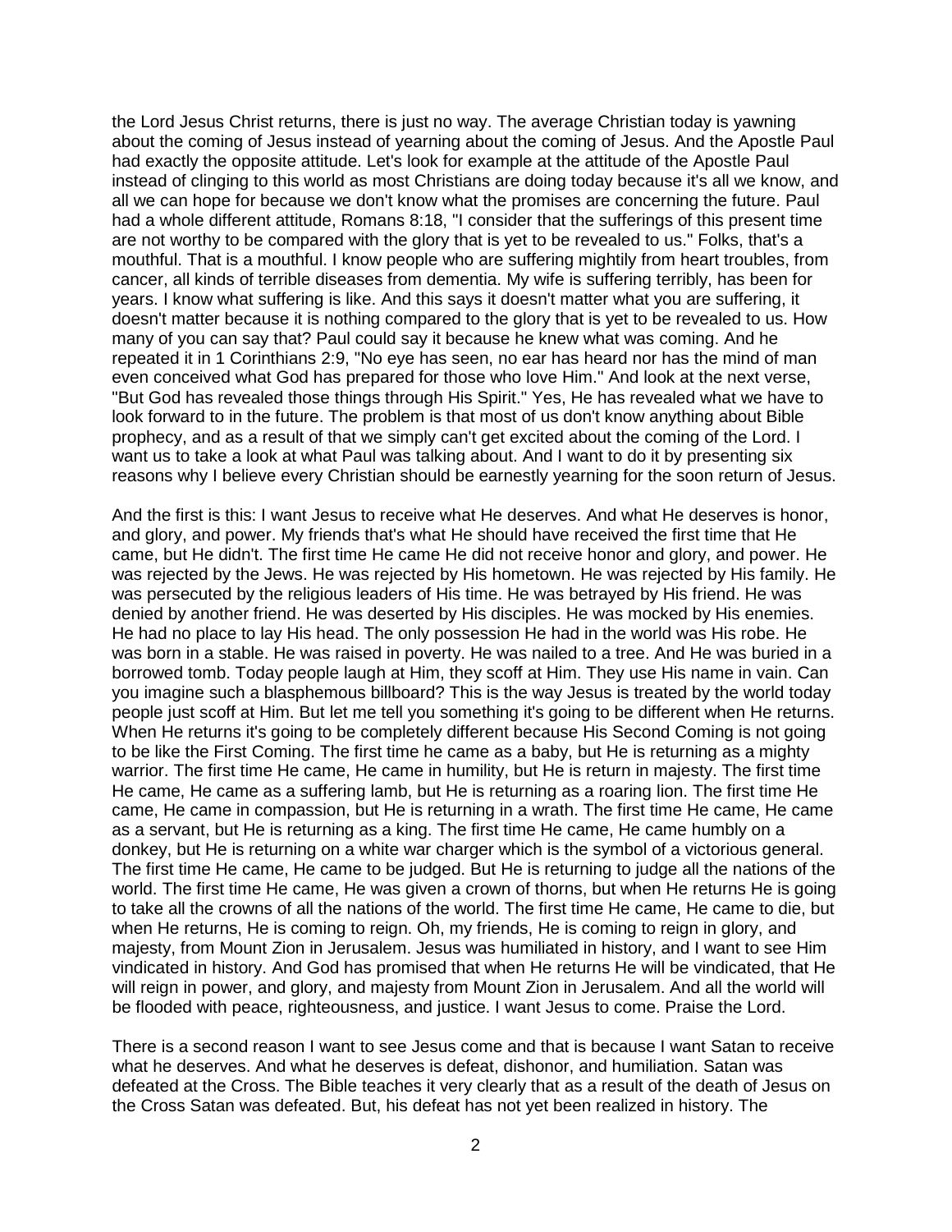the Lord Jesus Christ returns, there is just no way. The average Christian today is yawning about the coming of Jesus instead of yearning about the coming of Jesus. And the Apostle Paul had exactly the opposite attitude. Let's look for example at the attitude of the Apostle Paul instead of clinging to this world as most Christians are doing today because it's all we know, and all we can hope for because we don't know what the promises are concerning the future. Paul had a whole different attitude, Romans 8:18, "I consider that the sufferings of this present time are not worthy to be compared with the glory that is yet to be revealed to us." Folks, that's a mouthful. That is a mouthful. I know people who are suffering mightily from heart troubles, from cancer, all kinds of terrible diseases from dementia. My wife is suffering terribly, has been for years. I know what suffering is like. And this says it doesn't matter what you are suffering, it doesn't matter because it is nothing compared to the glory that is yet to be revealed to us. How many of you can say that? Paul could say it because he knew what was coming. And he repeated it in 1 Corinthians 2:9, "No eye has seen, no ear has heard nor has the mind of man even conceived what God has prepared for those who love Him." And look at the next verse, "But God has revealed those things through His Spirit." Yes, He has revealed what we have to look forward to in the future. The problem is that most of us don't know anything about Bible prophecy, and as a result of that we simply can't get excited about the coming of the Lord. I want us to take a look at what Paul was talking about. And I want to do it by presenting six reasons why I believe every Christian should be earnestly yearning for the soon return of Jesus.

And the first is this: I want Jesus to receive what He deserves. And what He deserves is honor, and glory, and power. My friends that's what He should have received the first time that He came, but He didn't. The first time He came He did not receive honor and glory, and power. He was rejected by the Jews. He was rejected by His hometown. He was rejected by His family. He was persecuted by the religious leaders of His time. He was betrayed by His friend. He was denied by another friend. He was deserted by His disciples. He was mocked by His enemies. He had no place to lay His head. The only possession He had in the world was His robe. He was born in a stable. He was raised in poverty. He was nailed to a tree. And He was buried in a borrowed tomb. Today people laugh at Him, they scoff at Him. They use His name in vain. Can you imagine such a blasphemous billboard? This is the way Jesus is treated by the world today people just scoff at Him. But let me tell you something it's going to be different when He returns. When He returns it's going to be completely different because His Second Coming is not going to be like the First Coming. The first time he came as a baby, but He is returning as a mighty warrior. The first time He came, He came in humility, but He is return in majesty. The first time He came, He came as a suffering lamb, but He is returning as a roaring lion. The first time He came, He came in compassion, but He is returning in a wrath. The first time He came, He came as a servant, but He is returning as a king. The first time He came, He came humbly on a donkey, but He is returning on a white war charger which is the symbol of a victorious general. The first time He came, He came to be judged. But He is returning to judge all the nations of the world. The first time He came, He was given a crown of thorns, but when He returns He is going to take all the crowns of all the nations of the world. The first time He came, He came to die, but when He returns, He is coming to reign. Oh, my friends, He is coming to reign in glory, and majesty, from Mount Zion in Jerusalem. Jesus was humiliated in history, and I want to see Him vindicated in history. And God has promised that when He returns He will be vindicated, that He will reign in power, and glory, and majesty from Mount Zion in Jerusalem. And all the world will be flooded with peace, righteousness, and justice. I want Jesus to come. Praise the Lord.

There is a second reason I want to see Jesus come and that is because I want Satan to receive what he deserves. And what he deserves is defeat, dishonor, and humiliation. Satan was defeated at the Cross. The Bible teaches it very clearly that as a result of the death of Jesus on the Cross Satan was defeated. But, his defeat has not yet been realized in history. The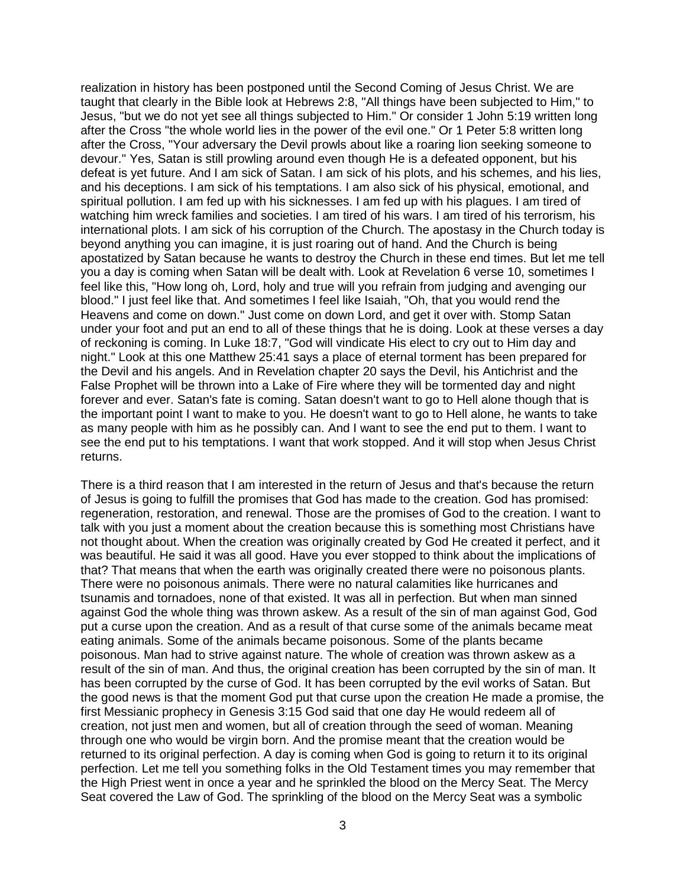realization in history has been postponed until the Second Coming of Jesus Christ. We are taught that clearly in the Bible look at Hebrews 2:8, "All things have been subjected to Him," to Jesus, "but we do not yet see all things subjected to Him." Or consider 1 John 5:19 written long after the Cross "the whole world lies in the power of the evil one." Or 1 Peter 5:8 written long after the Cross, "Your adversary the Devil prowls about like a roaring lion seeking someone to devour." Yes, Satan is still prowling around even though He is a defeated opponent, but his defeat is yet future. And I am sick of Satan. I am sick of his plots, and his schemes, and his lies, and his deceptions. I am sick of his temptations. I am also sick of his physical, emotional, and spiritual pollution. I am fed up with his sicknesses. I am fed up with his plagues. I am tired of watching him wreck families and societies. I am tired of his wars. I am tired of his terrorism, his international plots. I am sick of his corruption of the Church. The apostasy in the Church today is beyond anything you can imagine, it is just roaring out of hand. And the Church is being apostatized by Satan because he wants to destroy the Church in these end times. But let me tell you a day is coming when Satan will be dealt with. Look at Revelation 6 verse 10, sometimes I feel like this, "How long oh, Lord, holy and true will you refrain from judging and avenging our blood." I just feel like that. And sometimes I feel like Isaiah, "Oh, that you would rend the Heavens and come on down." Just come on down Lord, and get it over with. Stomp Satan under your foot and put an end to all of these things that he is doing. Look at these verses a day of reckoning is coming. In Luke 18:7, "God will vindicate His elect to cry out to Him day and night." Look at this one Matthew 25:41 says a place of eternal torment has been prepared for the Devil and his angels. And in Revelation chapter 20 says the Devil, his Antichrist and the False Prophet will be thrown into a Lake of Fire where they will be tormented day and night forever and ever. Satan's fate is coming. Satan doesn't want to go to Hell alone though that is the important point I want to make to you. He doesn't want to go to Hell alone, he wants to take as many people with him as he possibly can. And I want to see the end put to them. I want to see the end put to his temptations. I want that work stopped. And it will stop when Jesus Christ returns.

There is a third reason that I am interested in the return of Jesus and that's because the return of Jesus is going to fulfill the promises that God has made to the creation. God has promised: regeneration, restoration, and renewal. Those are the promises of God to the creation. I want to talk with you just a moment about the creation because this is something most Christians have not thought about. When the creation was originally created by God He created it perfect, and it was beautiful. He said it was all good. Have you ever stopped to think about the implications of that? That means that when the earth was originally created there were no poisonous plants. There were no poisonous animals. There were no natural calamities like hurricanes and tsunamis and tornadoes, none of that existed. It was all in perfection. But when man sinned against God the whole thing was thrown askew. As a result of the sin of man against God, God put a curse upon the creation. And as a result of that curse some of the animals became meat eating animals. Some of the animals became poisonous. Some of the plants became poisonous. Man had to strive against nature. The whole of creation was thrown askew as a result of the sin of man. And thus, the original creation has been corrupted by the sin of man. It has been corrupted by the curse of God. It has been corrupted by the evil works of Satan. But the good news is that the moment God put that curse upon the creation He made a promise, the first Messianic prophecy in Genesis 3:15 God said that one day He would redeem all of creation, not just men and women, but all of creation through the seed of woman. Meaning through one who would be virgin born. And the promise meant that the creation would be returned to its original perfection. A day is coming when God is going to return it to its original perfection. Let me tell you something folks in the Old Testament times you may remember that the High Priest went in once a year and he sprinkled the blood on the Mercy Seat. The Mercy Seat covered the Law of God. The sprinkling of the blood on the Mercy Seat was a symbolic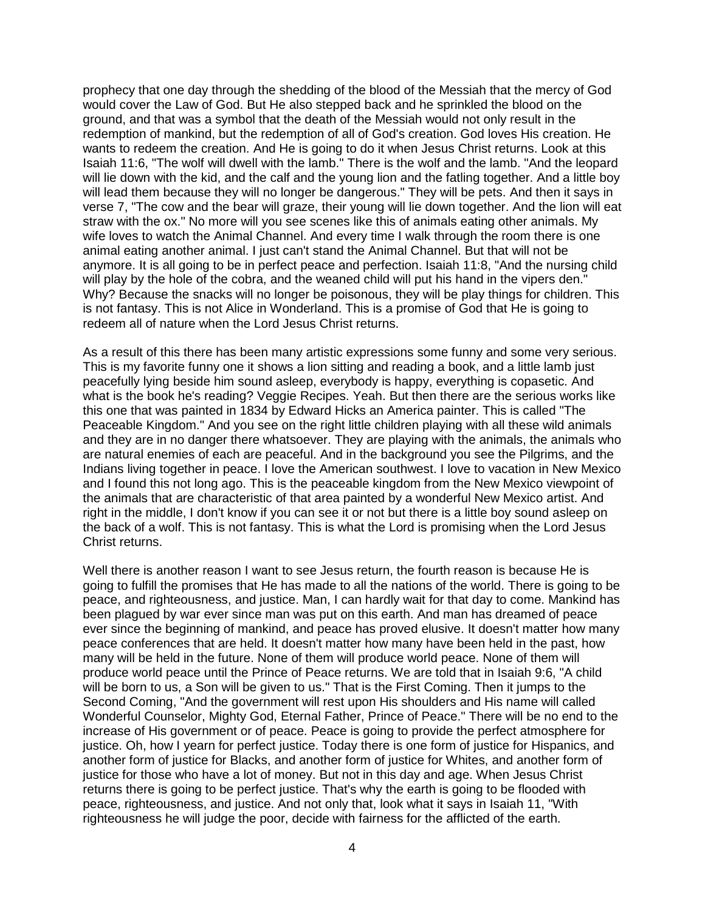prophecy that one day through the shedding of the blood of the Messiah that the mercy of God would cover the Law of God. But He also stepped back and he sprinkled the blood on the ground, and that was a symbol that the death of the Messiah would not only result in the redemption of mankind, but the redemption of all of God's creation. God loves His creation. He wants to redeem the creation. And He is going to do it when Jesus Christ returns. Look at this Isaiah 11:6, "The wolf will dwell with the lamb." There is the wolf and the lamb. "And the leopard will lie down with the kid, and the calf and the young lion and the fatling together. And a little boy will lead them because they will no longer be dangerous." They will be pets. And then it says in verse 7, "The cow and the bear will graze, their young will lie down together. And the lion will eat straw with the ox." No more will you see scenes like this of animals eating other animals. My wife loves to watch the Animal Channel. And every time I walk through the room there is one animal eating another animal. I just can't stand the Animal Channel. But that will not be anymore. It is all going to be in perfect peace and perfection. Isaiah 11:8, "And the nursing child will play by the hole of the cobra, and the weaned child will put his hand in the vipers den." Why? Because the snacks will no longer be poisonous, they will be play things for children. This is not fantasy. This is not Alice in Wonderland. This is a promise of God that He is going to redeem all of nature when the Lord Jesus Christ returns.

As a result of this there has been many artistic expressions some funny and some very serious. This is my favorite funny one it shows a lion sitting and reading a book, and a little lamb just peacefully lying beside him sound asleep, everybody is happy, everything is copasetic. And what is the book he's reading? Veggie Recipes. Yeah. But then there are the serious works like this one that was painted in 1834 by Edward Hicks an America painter. This is called "The Peaceable Kingdom." And you see on the right little children playing with all these wild animals and they are in no danger there whatsoever. They are playing with the animals, the animals who are natural enemies of each are peaceful. And in the background you see the Pilgrims, and the Indians living together in peace. I love the American southwest. I love to vacation in New Mexico and I found this not long ago. This is the peaceable kingdom from the New Mexico viewpoint of the animals that are characteristic of that area painted by a wonderful New Mexico artist. And right in the middle, I don't know if you can see it or not but there is a little boy sound asleep on the back of a wolf. This is not fantasy. This is what the Lord is promising when the Lord Jesus Christ returns.

Well there is another reason I want to see Jesus return, the fourth reason is because He is going to fulfill the promises that He has made to all the nations of the world. There is going to be peace, and righteousness, and justice. Man, I can hardly wait for that day to come. Mankind has been plagued by war ever since man was put on this earth. And man has dreamed of peace ever since the beginning of mankind, and peace has proved elusive. It doesn't matter how many peace conferences that are held. It doesn't matter how many have been held in the past, how many will be held in the future. None of them will produce world peace. None of them will produce world peace until the Prince of Peace returns. We are told that in Isaiah 9:6, "A child will be born to us, a Son will be given to us." That is the First Coming. Then it jumps to the Second Coming, "And the government will rest upon His shoulders and His name will called Wonderful Counselor, Mighty God, Eternal Father, Prince of Peace." There will be no end to the increase of His government or of peace. Peace is going to provide the perfect atmosphere for justice. Oh, how I yearn for perfect justice. Today there is one form of justice for Hispanics, and another form of justice for Blacks, and another form of justice for Whites, and another form of justice for those who have a lot of money. But not in this day and age. When Jesus Christ returns there is going to be perfect justice. That's why the earth is going to be flooded with peace, righteousness, and justice. And not only that, look what it says in Isaiah 11, "With righteousness he will judge the poor, decide with fairness for the afflicted of the earth.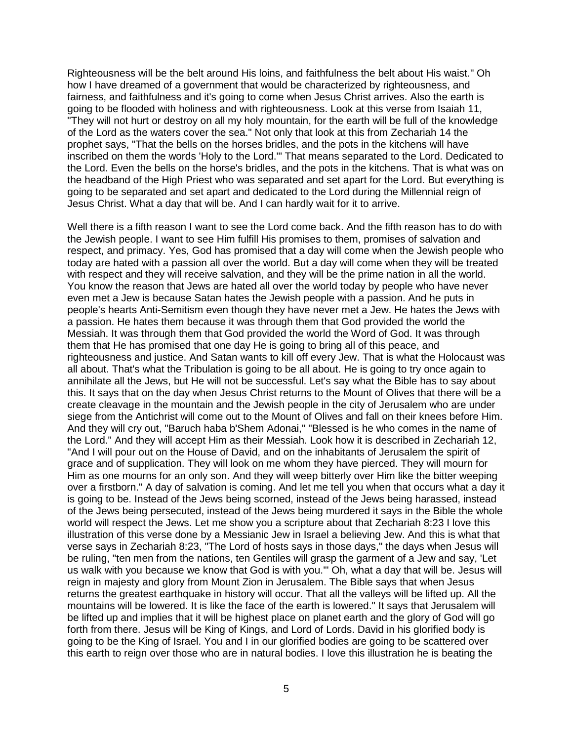Righteousness will be the belt around His loins, and faithfulness the belt about His waist." Oh how I have dreamed of a government that would be characterized by righteousness, and fairness, and faithfulness and it's going to come when Jesus Christ arrives. Also the earth is going to be flooded with holiness and with righteousness. Look at this verse from Isaiah 11, "They will not hurt or destroy on all my holy mountain, for the earth will be full of the knowledge of the Lord as the waters cover the sea." Not only that look at this from Zechariah 14 the prophet says, "That the bells on the horses bridles, and the pots in the kitchens will have inscribed on them the words 'Holy to the Lord.'" That means separated to the Lord. Dedicated to the Lord. Even the bells on the horse's bridles, and the pots in the kitchens. That is what was on the headband of the High Priest who was separated and set apart for the Lord. But everything is going to be separated and set apart and dedicated to the Lord during the Millennial reign of Jesus Christ. What a day that will be. And I can hardly wait for it to arrive.

Well there is a fifth reason I want to see the Lord come back. And the fifth reason has to do with the Jewish people. I want to see Him fulfill His promises to them, promises of salvation and respect, and primacy. Yes, God has promised that a day will come when the Jewish people who today are hated with a passion all over the world. But a day will come when they will be treated with respect and they will receive salvation, and they will be the prime nation in all the world. You know the reason that Jews are hated all over the world today by people who have never even met a Jew is because Satan hates the Jewish people with a passion. And he puts in people's hearts Anti-Semitism even though they have never met a Jew. He hates the Jews with a passion. He hates them because it was through them that God provided the world the Messiah. It was through them that God provided the world the Word of God. It was through them that He has promised that one day He is going to bring all of this peace, and righteousness and justice. And Satan wants to kill off every Jew. That is what the Holocaust was all about. That's what the Tribulation is going to be all about. He is going to try once again to annihilate all the Jews, but He will not be successful. Let's say what the Bible has to say about this. It says that on the day when Jesus Christ returns to the Mount of Olives that there will be a create cleavage in the mountain and the Jewish people in the city of Jerusalem who are under siege from the Antichrist will come out to the Mount of Olives and fall on their knees before Him. And they will cry out, "Baruch haba b'Shem Adonai," "Blessed is he who comes in the name of the Lord." And they will accept Him as their Messiah. Look how it is described in Zechariah 12, "And I will pour out on the House of David, and on the inhabitants of Jerusalem the spirit of grace and of supplication. They will look on me whom they have pierced. They will mourn for Him as one mourns for an only son. And they will weep bitterly over Him like the bitter weeping over a firstborn." A day of salvation is coming. And let me tell you when that occurs what a day it is going to be. Instead of the Jews being scorned, instead of the Jews being harassed, instead of the Jews being persecuted, instead of the Jews being murdered it says in the Bible the whole world will respect the Jews. Let me show you a scripture about that Zechariah 8:23 I love this illustration of this verse done by a Messianic Jew in Israel a believing Jew. And this is what that verse says in Zechariah 8:23, "The Lord of hosts says in those days," the days when Jesus will be ruling, "ten men from the nations, ten Gentiles will grasp the garment of a Jew and say, 'Let us walk with you because we know that God is with you.'" Oh, what a day that will be. Jesus will reign in majesty and glory from Mount Zion in Jerusalem. The Bible says that when Jesus returns the greatest earthquake in history will occur. That all the valleys will be lifted up. All the mountains will be lowered. It is like the face of the earth is lowered." It says that Jerusalem will be lifted up and implies that it will be highest place on planet earth and the glory of God will go forth from there. Jesus will be King of Kings, and Lord of Lords. David in his glorified body is going to be the King of Israel. You and I in our glorified bodies are going to be scattered over this earth to reign over those who are in natural bodies. I love this illustration he is beating the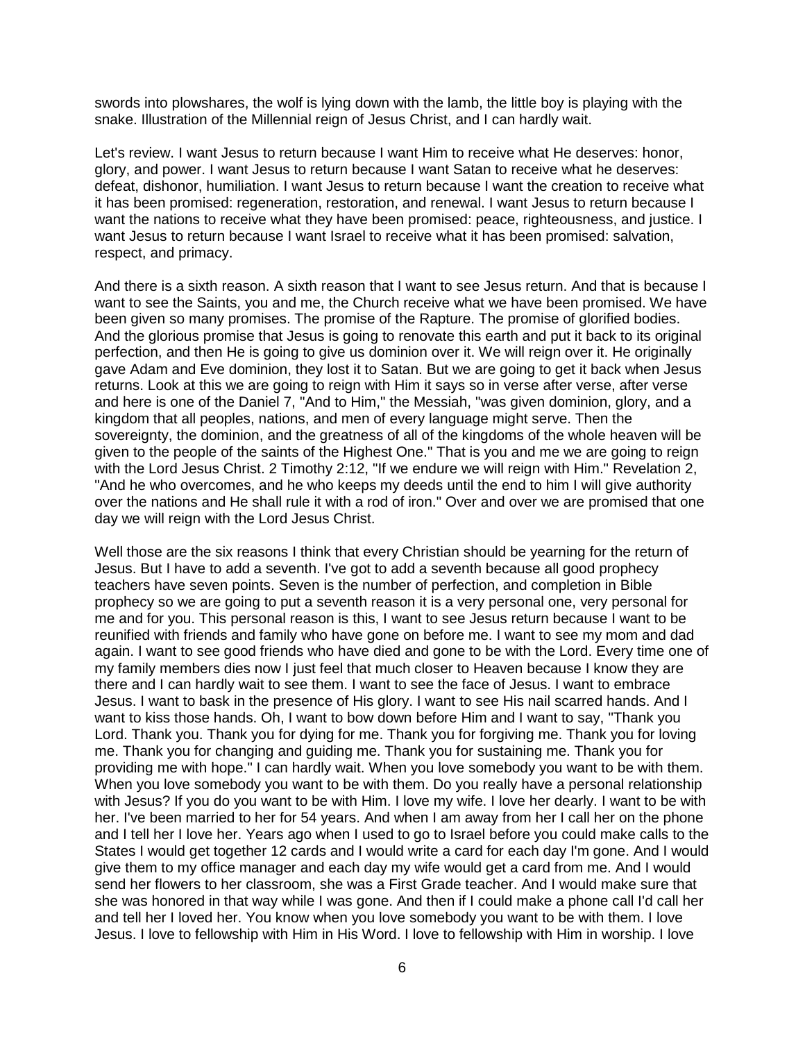swords into plowshares, the wolf is lying down with the lamb, the little boy is playing with the snake. Illustration of the Millennial reign of Jesus Christ, and I can hardly wait.

Let's review. I want Jesus to return because I want Him to receive what He deserves: honor, glory, and power. I want Jesus to return because I want Satan to receive what he deserves: defeat, dishonor, humiliation. I want Jesus to return because I want the creation to receive what it has been promised: regeneration, restoration, and renewal. I want Jesus to return because I want the nations to receive what they have been promised: peace, righteousness, and justice. I want Jesus to return because I want Israel to receive what it has been promised: salvation, respect, and primacy.

And there is a sixth reason. A sixth reason that I want to see Jesus return. And that is because I want to see the Saints, you and me, the Church receive what we have been promised. We have been given so many promises. The promise of the Rapture. The promise of glorified bodies. And the glorious promise that Jesus is going to renovate this earth and put it back to its original perfection, and then He is going to give us dominion over it. We will reign over it. He originally gave Adam and Eve dominion, they lost it to Satan. But we are going to get it back when Jesus returns. Look at this we are going to reign with Him it says so in verse after verse, after verse and here is one of the Daniel 7, "And to Him," the Messiah, "was given dominion, glory, and a kingdom that all peoples, nations, and men of every language might serve. Then the sovereignty, the dominion, and the greatness of all of the kingdoms of the whole heaven will be given to the people of the saints of the Highest One." That is you and me we are going to reign with the Lord Jesus Christ. 2 Timothy 2:12, "If we endure we will reign with Him." Revelation 2, "And he who overcomes, and he who keeps my deeds until the end to him I will give authority over the nations and He shall rule it with a rod of iron." Over and over we are promised that one day we will reign with the Lord Jesus Christ.

Well those are the six reasons I think that every Christian should be yearning for the return of Jesus. But I have to add a seventh. I've got to add a seventh because all good prophecy teachers have seven points. Seven is the number of perfection, and completion in Bible prophecy so we are going to put a seventh reason it is a very personal one, very personal for me and for you. This personal reason is this, I want to see Jesus return because I want to be reunified with friends and family who have gone on before me. I want to see my mom and dad again. I want to see good friends who have died and gone to be with the Lord. Every time one of my family members dies now I just feel that much closer to Heaven because I know they are there and I can hardly wait to see them. I want to see the face of Jesus. I want to embrace Jesus. I want to bask in the presence of His glory. I want to see His nail scarred hands. And I want to kiss those hands. Oh, I want to bow down before Him and I want to say, "Thank you Lord. Thank you. Thank you for dying for me. Thank you for forgiving me. Thank you for loving me. Thank you for changing and guiding me. Thank you for sustaining me. Thank you for providing me with hope." I can hardly wait. When you love somebody you want to be with them. When you love somebody you want to be with them. Do you really have a personal relationship with Jesus? If you do you want to be with Him. I love my wife. I love her dearly. I want to be with her. I've been married to her for 54 years. And when I am away from her I call her on the phone and I tell her I love her. Years ago when I used to go to Israel before you could make calls to the States I would get together 12 cards and I would write a card for each day I'm gone. And I would give them to my office manager and each day my wife would get a card from me. And I would send her flowers to her classroom, she was a First Grade teacher. And I would make sure that she was honored in that way while I was gone. And then if I could make a phone call I'd call her and tell her I loved her. You know when you love somebody you want to be with them. I love Jesus. I love to fellowship with Him in His Word. I love to fellowship with Him in worship. I love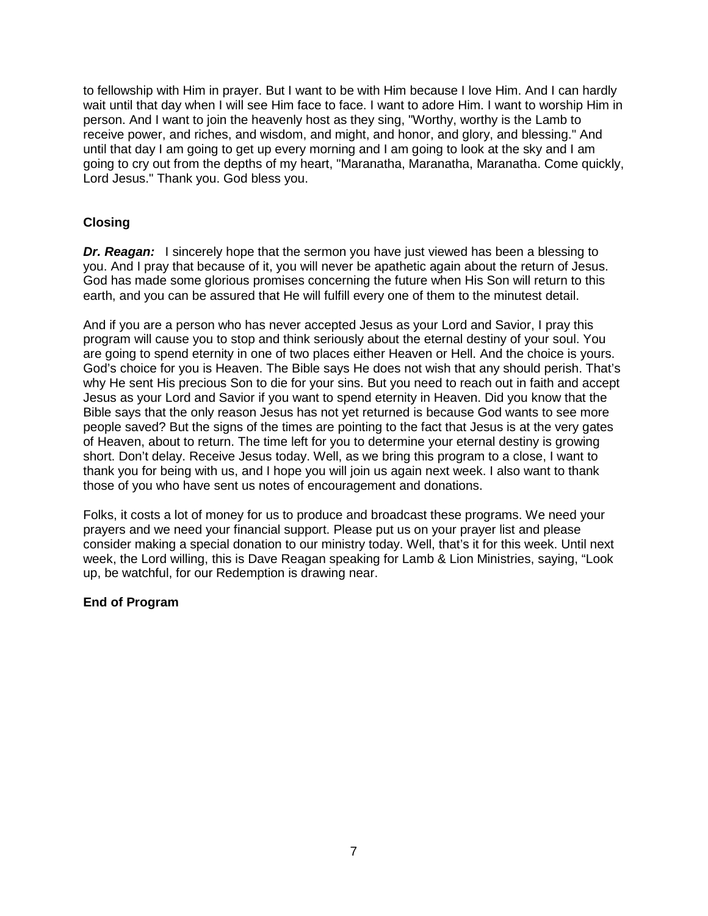to fellowship with Him in prayer. But I want to be with Him because I love Him. And I can hardly wait until that day when I will see Him face to face. I want to adore Him. I want to worship Him in person. And I want to join the heavenly host as they sing, "Worthy, worthy is the Lamb to receive power, and riches, and wisdom, and might, and honor, and glory, and blessing." And until that day I am going to get up every morning and I am going to look at the sky and I am going to cry out from the depths of my heart, "Maranatha, Maranatha, Maranatha. Come quickly, Lord Jesus." Thank you. God bless you.

**Closing**

***Dr. Reagan:*** I sincerely hope that the sermon you have just viewed has been a blessing to you. And I pray that because of it, you will never be apathetic again about the return of Jesus. God has made some glorious promises concerning the future when His Son will return to this earth, and you can be assured that He will fulfill every one of them to the minutest detail.

And if you are a person who has never accepted Jesus as your Lord and Savior, I pray this program will cause you to stop and think seriously about the eternal destiny of your soul. You are going to spend eternity in one of two places either Heaven or Hell. And the choice is yours. God's choice for you is Heaven. The Bible says He does not wish that any should perish. That's why He sent His precious Son to die for your sins. But you need to reach out in faith and accept Jesus as your Lord and Savior if you want to spend eternity in Heaven. Did you know that the Bible says that the only reason Jesus has not yet returned is because God wants to see more people saved? But the signs of the times are pointing to the fact that Jesus is at the very gates of Heaven, about to return. The time left for you to determine your eternal destiny is growing short. Don't delay. Receive Jesus today. Well, as we bring this program to a close, I want to thank you for being with us, and I hope you will join us again next week. I also want to thank those of you who have sent us notes of encouragement and donations.

Folks, it costs a lot of money for us to produce and broadcast these programs. We need your prayers and we need your financial support. Please put us on your prayer list and please consider making a special donation to our ministry today. Well, that's it for this week. Until next week, the Lord willing, this is Dave Reagan speaking for Lamb & Lion Ministries, saying, "Look up, be watchful, for our Redemption is drawing near.

**End of Program**